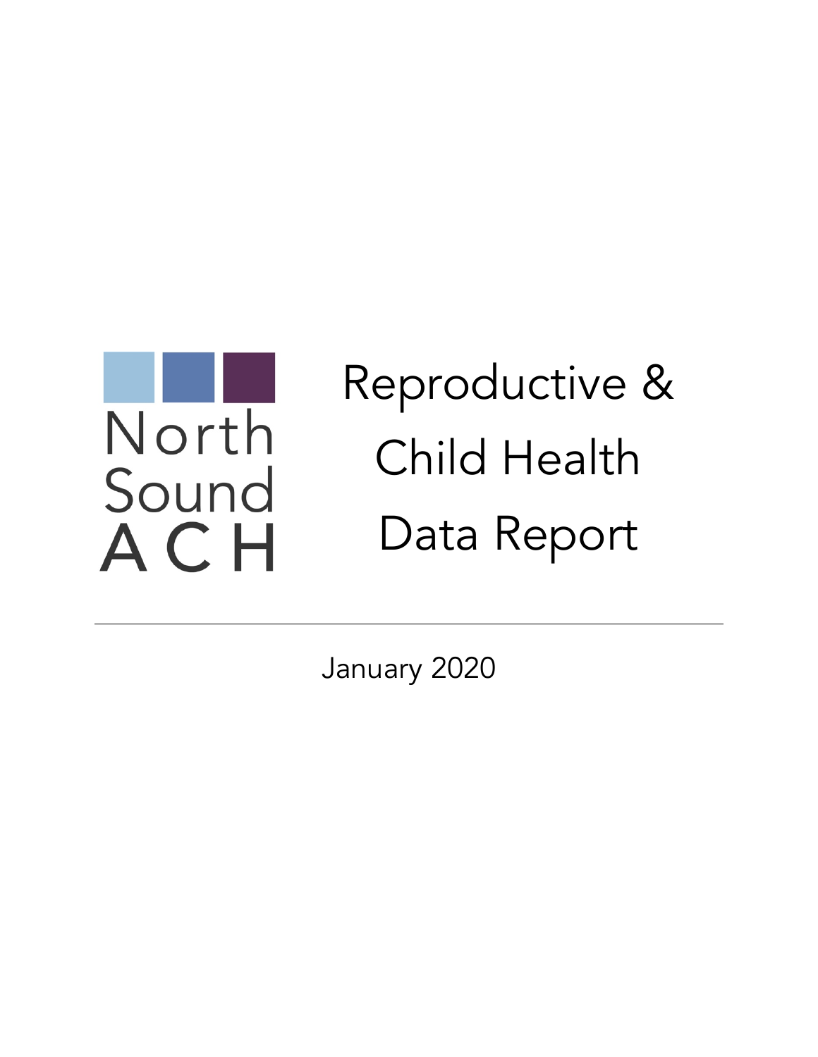North Sound ACH

# Reproductive & Child Health Data Report

January 2020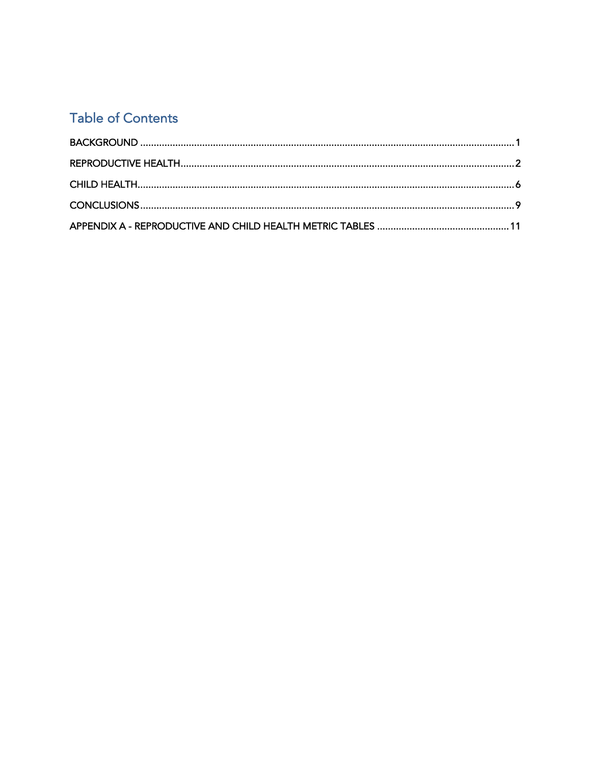## Table of Contents

BACKGROUND ........................................................................................................................................ 1

REPRODUCTIVE HEALTH ........................................................................................................................ 2

CHILD HEALTH ........................................................................................................................................ 6

CONCLUSIONS ........................................................................................................................................ 9

APPENDIX A - REPRODUCTIVE AND CHILD HEALTH METRIC TABLES ................................................ 11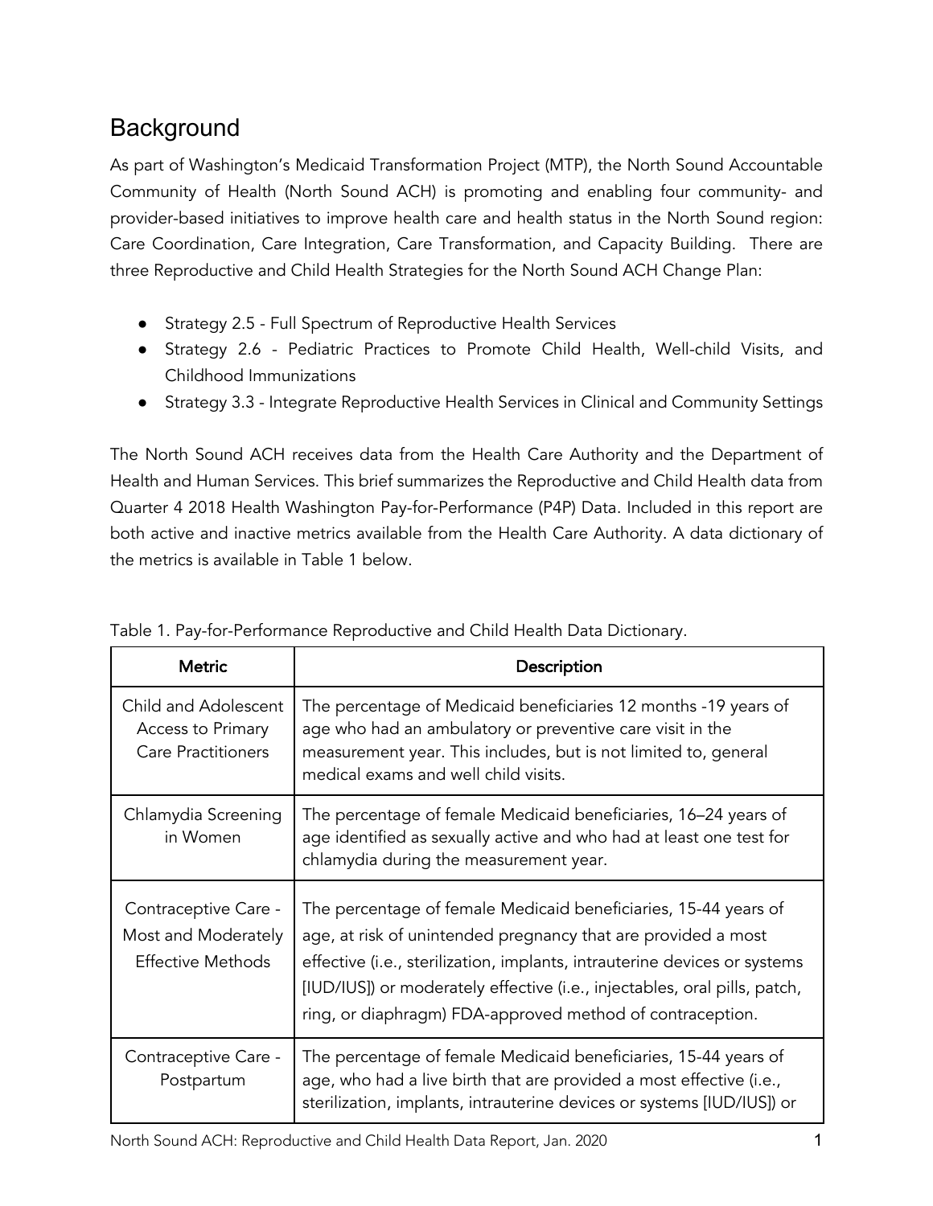## Background

As part of Washington's Medicaid Transformation Project (MTP), the North Sound Accountable Community of Health (North Sound ACH) is promoting and enabling four community- and provider-based initiatives to improve health care and health status in the North Sound region: Care Coordination, Care Integration, Care Transformation, and Capacity Building. There are three Reproductive and Child Health Strategies for the North Sound ACH Change Plan:

- Strategy 2.5 - Full Spectrum of Reproductive Health Services
- Strategy 2.6 - Pediatric Practices to Promote Child Health, Well-child Visits, and Childhood Immunizations
- Strategy 3.3 - Integrate Reproductive Health Services in Clinical and Community Settings

The North Sound ACH receives data from the Health Care Authority and the Department of Health and Human Services. This brief summarizes the Reproductive and Child Health data from Quarter 4 2018 Health Washington Pay-for-Performance (P4P) Data. Included in this report are both active and inactive metrics available from the Health Care Authority. A data dictionary of the metrics is available in Table 1 below.

Table 1. Pay-for-Performance Reproductive and Child Health Data Dictionary.

| Metric | Description |
| --- | --- |
| Child and Adolescent Access to Primary Care Practitioners | The percentage of Medicaid beneficiaries 12 months -19 years of age who had an ambulatory or preventive care visit in the measurement year. This includes, but is not limited to, general medical exams and well child visits. |
| Chlamydia Screening in Women | The percentage of female Medicaid beneficiaries, 16–24 years of age identified as sexually active and who had at least one test for chlamydia during the measurement year. |
| Contraceptive Care - Most and Moderately Effective Methods | The percentage of female Medicaid beneficiaries, 15-44 years of age, at risk of unintended pregnancy that are provided a most effective (i.e., sterilization, implants, intrauterine devices or systems [IUD/IUS]) or moderately effective (i.e., injectables, oral pills, patch, ring, or diaphragm) FDA-approved method of contraception. |
| Contraceptive Care - Postpartum | The percentage of female Medicaid beneficiaries, 15-44 years of age, who had a live birth that are provided a most effective (i.e., sterilization, implants, intrauterine devices or systems [IUD/IUS]) or |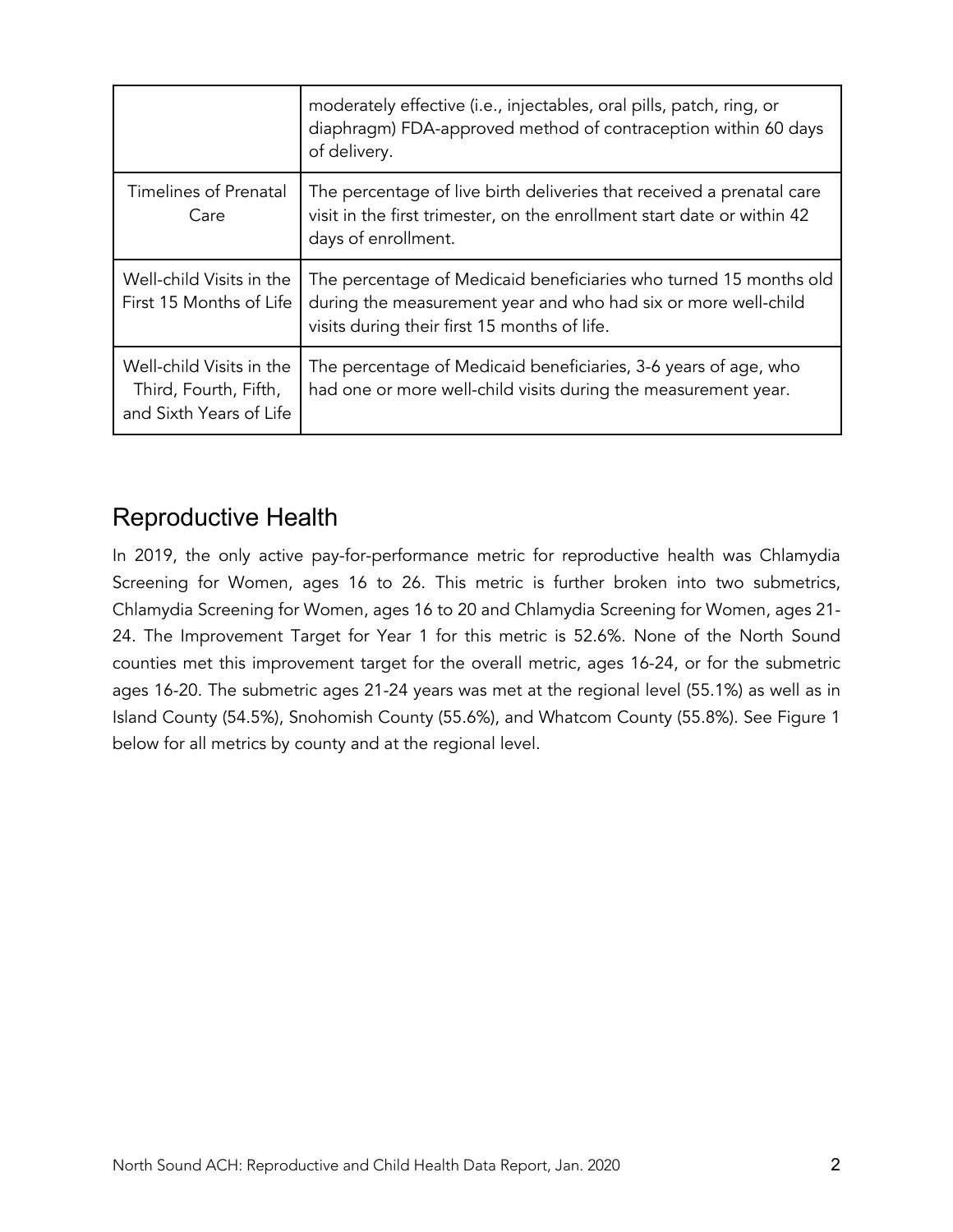| | |
|---|---|
| | moderately effective (i.e., injectables, oral pills, patch, ring, or diaphragm) FDA-approved method of contraception within 60 days of delivery. |
| Timelines of Prenatal Care | The percentage of live birth deliveries that received a prenatal care visit in the first trimester, on the enrollment start date or within 42 days of enrollment. |
| Well-child Visits in the First 15 Months of Life | The percentage of Medicaid beneficiaries who turned 15 months old during the measurement year and who had six or more well-child visits during their first 15 months of life. |
| Well-child Visits in the Third, Fourth, Fifth, and Sixth Years of Life | The percentage of Medicaid beneficiaries, 3-6 years of age, who had one or more well-child visits during the measurement year. |

## Reproductive Health

In 2019, the only active pay-for-performance metric for reproductive health was Chlamydia Screening for Women, ages 16 to 26. This metric is further broken into two submetrics, Chlamydia Screening for Women, ages 16 to 20 and Chlamydia Screening for Women, ages 21-24. The Improvement Target for Year 1 for this metric is 52.6%. None of the North Sound counties met this improvement target for the overall metric, ages 16-24, or for the submetric ages 16-20. The submetric ages 21-24 years was met at the regional level (55.1%) as well as in Island County (54.5%), Snohomish County (55.6%), and Whatcom County (55.8%). See Figure 1 below for all metrics by county and at the regional level.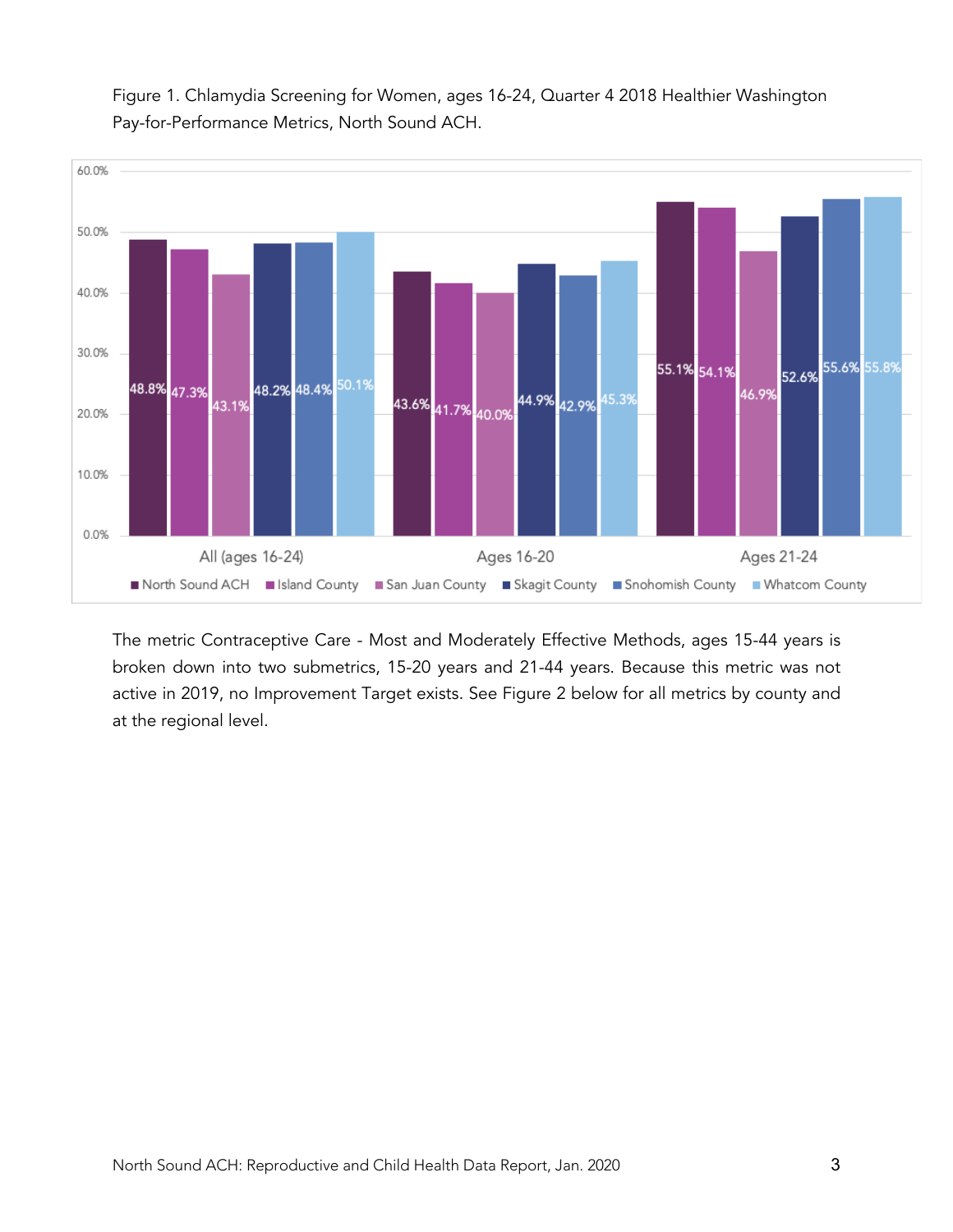Figure 1. Chlamydia Screening for Women, ages 16-24, Quarter 4 2018 Healthier Washington Pay-for-Performance Metrics, North Sound ACH.

| | North Sound ACH | Island County | San Juan County | Skagit County | Snohomish County | Whatcom County |
|---|---|---|---|---|---|---|
| All (ages 16-24) | 48.8% | 47.3% | 43.1% | 48.2% | 48.4% | 50.1% |
| Ages 16-20 | 43.6% | 41.7% | 40.0% | 44.9% | 42.9% | 45.3% |
| Ages 21-24 | 55.1% | 54.1% | 46.9% | 52.6% | 55.6% | 55.8% |

The metric Contraceptive Care - Most and Moderately Effective Methods, ages 15-44 years is broken down into two submetrics, 15-20 years and 21-44 years. Because this metric was not active in 2019, no Improvement Target exists. See Figure 2 below for all metrics by county and at the regional level.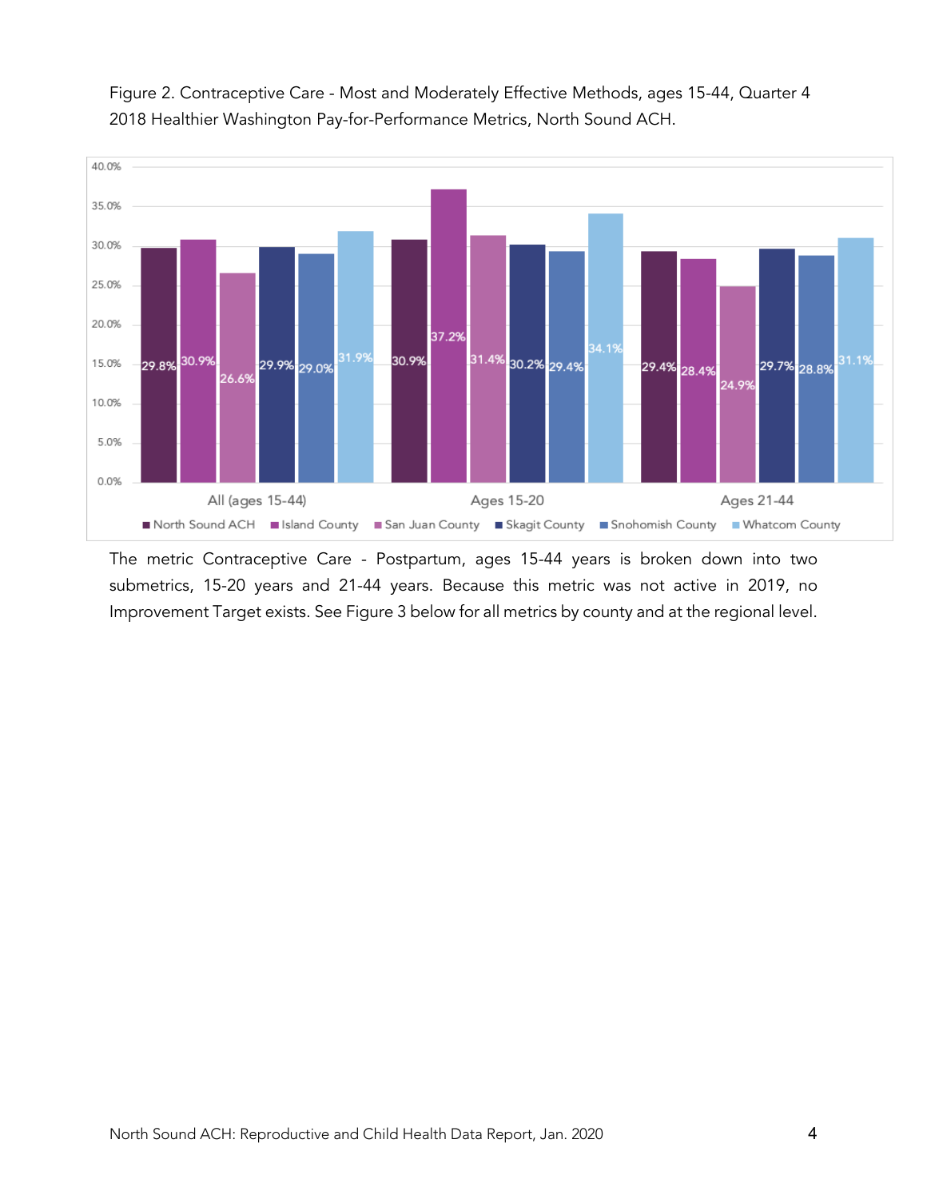Figure 2. Contraceptive Care - Most and Moderately Effective Methods, ages 15-44, Quarter 4 2018 Healthier Washington Pay-for-Performance Metrics, North Sound ACH.

| | North Sound ACH | Island County | San Juan County | Skagit County | Snohomish County | Whatcom County |
|---|---|---|---|---|---|---|
| All (ages 15-44) | 29.8% | 30.9% | 26.6% | 29.9% | 29.0% | 31.9% |
| Ages 15-20 | 30.9% | 37.2% | 31.4% | 30.2% | 29.4% | 34.1% |
| Ages 21-44 | 29.4% | 28.4% | 24.9% | 29.7% | 28.8% | 31.1% |

The metric Contraceptive Care - Postpartum, ages 15-44 years is broken down into two submetrics, 15-20 years and 21-44 years. Because this metric was not active in 2019, no Improvement Target exists. See Figure 3 below for all metrics by county and at the regional level.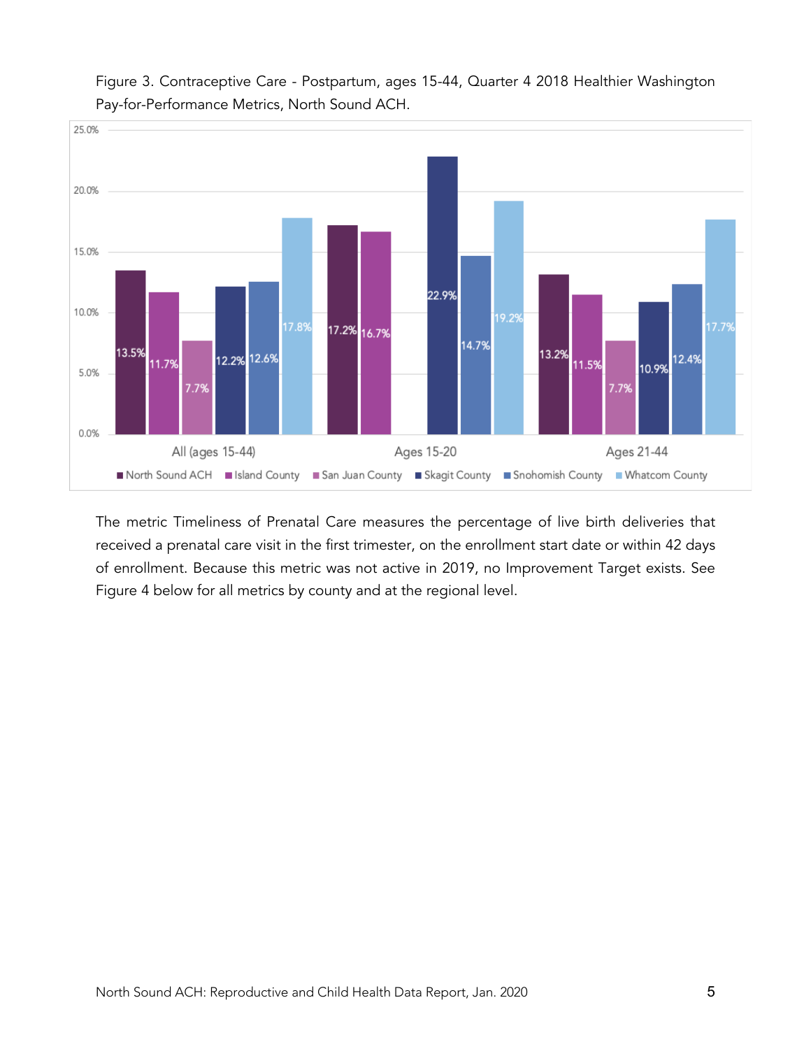Figure 3. Contraceptive Care - Postpartum, ages 15-44, Quarter 4 2018 Healthier Washington Pay-for-Performance Metrics, North Sound ACH.

| | North Sound ACH | Island County | San Juan County | Skagit County | Snohomish County | Whatcom County |
|---|---|---|---|---|---|---|
| All (ages 15-44) | 13.5% | 11.7% | 7.7% | 12.2% | 12.6% | 17.8% |
| Ages 15-20 | 17.2% | 16.7% | | 22.9% | 14.7% | 19.2% |
| Ages 21-44 | 13.2% | 11.5% | 7.7% | 10.9% | 12.4% | 17.7% |

The metric Timeliness of Prenatal Care measures the percentage of live birth deliveries that received a prenatal care visit in the first trimester, on the enrollment start date or within 42 days of enrollment. Because this metric was not active in 2019, no Improvement Target exists. See Figure 4 below for all metrics by county and at the regional level.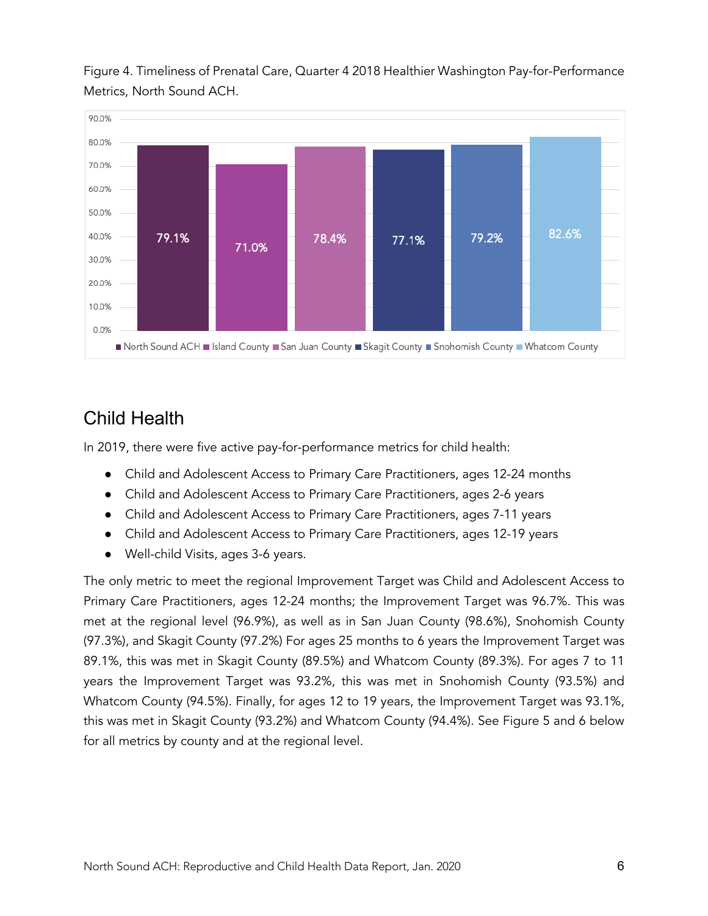Figure 4. Timeliness of Prenatal Care, Quarter 4 2018 Healthier Washington Pay-for-Performance Metrics, North Sound ACH.

| | North Sound ACH | Island County | San Juan County | Skagit County | Snohomish County | Whatcom County |
|---|---|---|---|---|---|---|
| Timeliness of Prenatal Care | 79.1% | 71.0% | 78.4% | 77.1% | 79.2% | 82.6% |

## Child Health

In 2019, there were five active pay-for-performance metrics for child health:

- Child and Adolescent Access to Primary Care Practitioners, ages 12-24 months
- Child and Adolescent Access to Primary Care Practitioners, ages 2-6 years
- Child and Adolescent Access to Primary Care Practitioners, ages 7-11 years
- Child and Adolescent Access to Primary Care Practitioners, ages 12-19 years
- Well-child Visits, ages 3-6 years.

The only metric to meet the regional Improvement Target was Child and Adolescent Access to Primary Care Practitioners, ages 12-24 months; the Improvement Target was 96.7%. This was met at the regional level (96.9%), as well as in San Juan County (98.6%), Snohomish County (97.3%), and Skagit County (97.2%) For ages 25 months to 6 years the Improvement Target was 89.1%, this was met in Skagit County (89.5%) and Whatcom County (89.3%). For ages 7 to 11 years the Improvement Target was 93.2%, this was met in Snohomish County (93.5%) and Whatcom County (94.5%). Finally, for ages 12 to 19 years, the Improvement Target was 93.1%, this was met in Skagit County (93.2%) and Whatcom County (94.4%). See Figure 5 and 6 below for all metrics by county and at the regional level.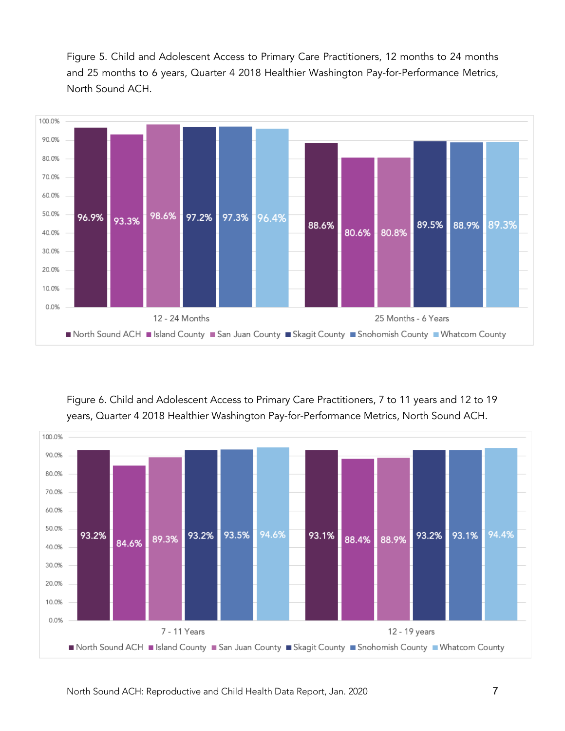Figure 5. Child and Adolescent Access to Primary Care Practitioners, 12 months to 24 months and 25 months to 6 years, Quarter 4 2018 Healthier Washington Pay-for-Performance Metrics, North Sound ACH.

| | North Sound ACH | Island County | San Juan County | Skagit County | Snohomish County | Whatcom County |
|---|---|---|---|---|---|---|
| 12 - 24 Months | 96.9% | 93.3% | 98.6% | 97.2% | 97.3% | 96.4% |
| 25 Months - 6 Years | 88.6% | 80.6% | 80.8% | 89.5% | 88.9% | 89.3% |

Figure 6. Child and Adolescent Access to Primary Care Practitioners, 7 to 11 years and 12 to 19 years, Quarter 4 2018 Healthier Washington Pay-for-Performance Metrics, North Sound ACH.

| | North Sound ACH | Island County | San Juan County | Skagit County | Snohomish County | Whatcom County |
|---|---|---|---|---|---|---|
| 7 - 11 Years | 93.2% | 84.6% | 89.3% | 93.2% | 93.5% | 94.6% |
| 12 - 19 years | 93.1% | 88.4% | 88.9% | 93.2% | 93.1% | 94.4% |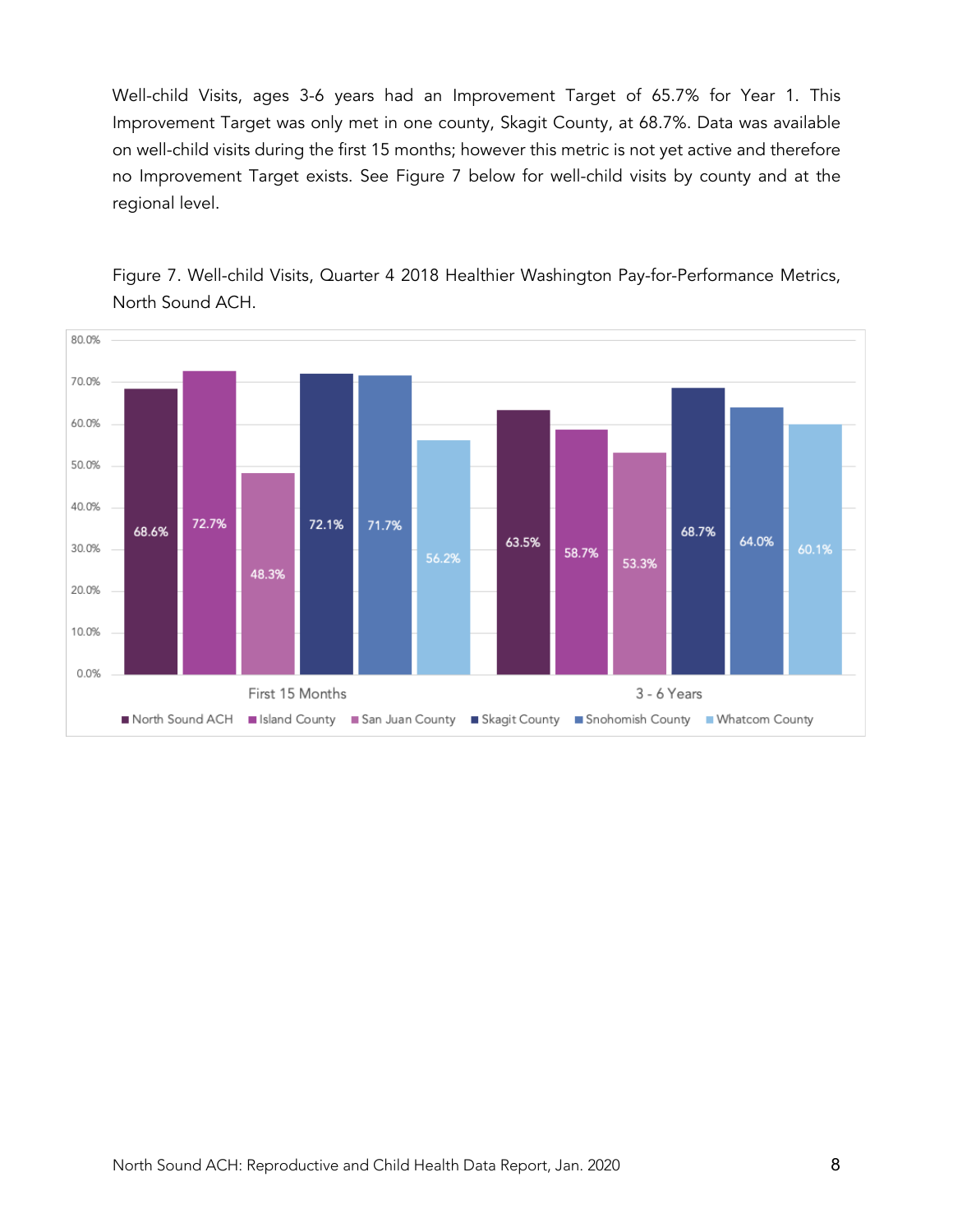Well-child Visits, ages 3-6 years had an Improvement Target of 65.7% for Year 1. This Improvement Target was only met in one county, Skagit County, at 68.7%. Data was available on well-child visits during the first 15 months; however this metric is not yet active and therefore no Improvement Target exists. See Figure 7 below for well-child visits by county and at the regional level.

Figure 7. Well-child Visits, Quarter 4 2018 Healthier Washington Pay-for-Performance Metrics, North Sound ACH.

| | North Sound ACH | Island County | San Juan County | Skagit County | Snohomish County | Whatcom County |
|---|---|---|---|---|---|---|
| First 15 Months | 68.6% | 72.7% | 48.3% | 72.1% | 71.7% | 56.2% |
| 3 - 6 Years | 63.5% | 58.7% | 53.3% | 68.7% | 64.0% | 60.1% |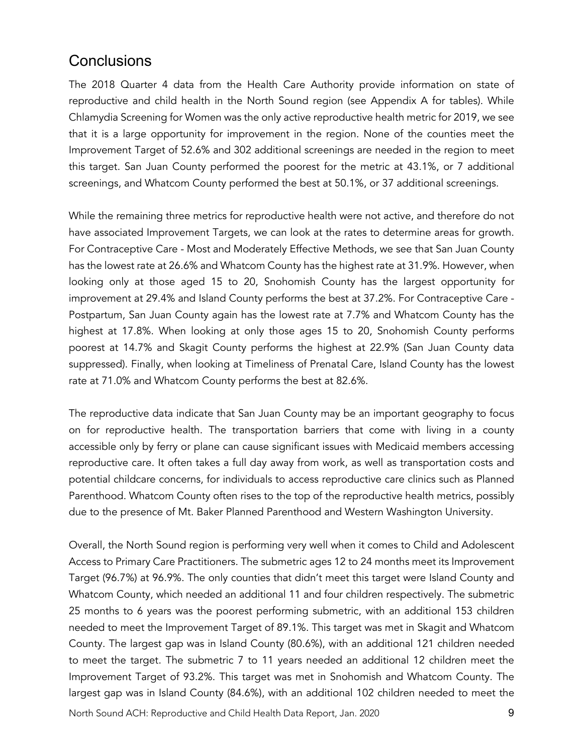## Conclusions

The 2018 Quarter 4 data from the Health Care Authority provide information on state of reproductive and child health in the North Sound region (see Appendix A for tables). While Chlamydia Screening for Women was the only active reproductive health metric for 2019, we see that it is a large opportunity for improvement in the region. None of the counties meet the Improvement Target of 52.6% and 302 additional screenings are needed in the region to meet this target. San Juan County performed the poorest for the metric at 43.1%, or 7 additional screenings, and Whatcom County performed the best at 50.1%, or 37 additional screenings.

While the remaining three metrics for reproductive health were not active, and therefore do not have associated Improvement Targets, we can look at the rates to determine areas for growth. For Contraceptive Care - Most and Moderately Effective Methods, we see that San Juan County has the lowest rate at 26.6% and Whatcom County has the highest rate at 31.9%. However, when looking only at those aged 15 to 20, Snohomish County has the largest opportunity for improvement at 29.4% and Island County performs the best at 37.2%. For Contraceptive Care - Postpartum, San Juan County again has the lowest rate at 7.7% and Whatcom County has the highest at 17.8%. When looking at only those ages 15 to 20, Snohomish County performs poorest at 14.7% and Skagit County performs the highest at 22.9% (San Juan County data suppressed). Finally, when looking at Timeliness of Prenatal Care, Island County has the lowest rate at 71.0% and Whatcom County performs the best at 82.6%.

The reproductive data indicate that San Juan County may be an important geography to focus on for reproductive health. The transportation barriers that come with living in a county accessible only by ferry or plane can cause significant issues with Medicaid members accessing reproductive care. It often takes a full day away from work, as well as transportation costs and potential childcare concerns, for individuals to access reproductive care clinics such as Planned Parenthood. Whatcom County often rises to the top of the reproductive health metrics, possibly due to the presence of Mt. Baker Planned Parenthood and Western Washington University.

Overall, the North Sound region is performing very well when it comes to Child and Adolescent Access to Primary Care Practitioners. The submetric ages 12 to 24 months meet its Improvement Target (96.7%) at 96.9%. The only counties that didn't meet this target were Island County and Whatcom County, which needed an additional 11 and four children respectively. The submetric 25 months to 6 years was the poorest performing submetric, with an additional 153 children needed to meet the Improvement Target of 89.1%. This target was met in Skagit and Whatcom County. The largest gap was in Island County (80.6%), with an additional 121 children needed to meet the target. The submetric 7 to 11 years needed an additional 12 children meet the Improvement Target of 93.2%. This target was met in Snohomish and Whatcom County. The largest gap was in Island County (84.6%), with an additional 102 children needed to meet the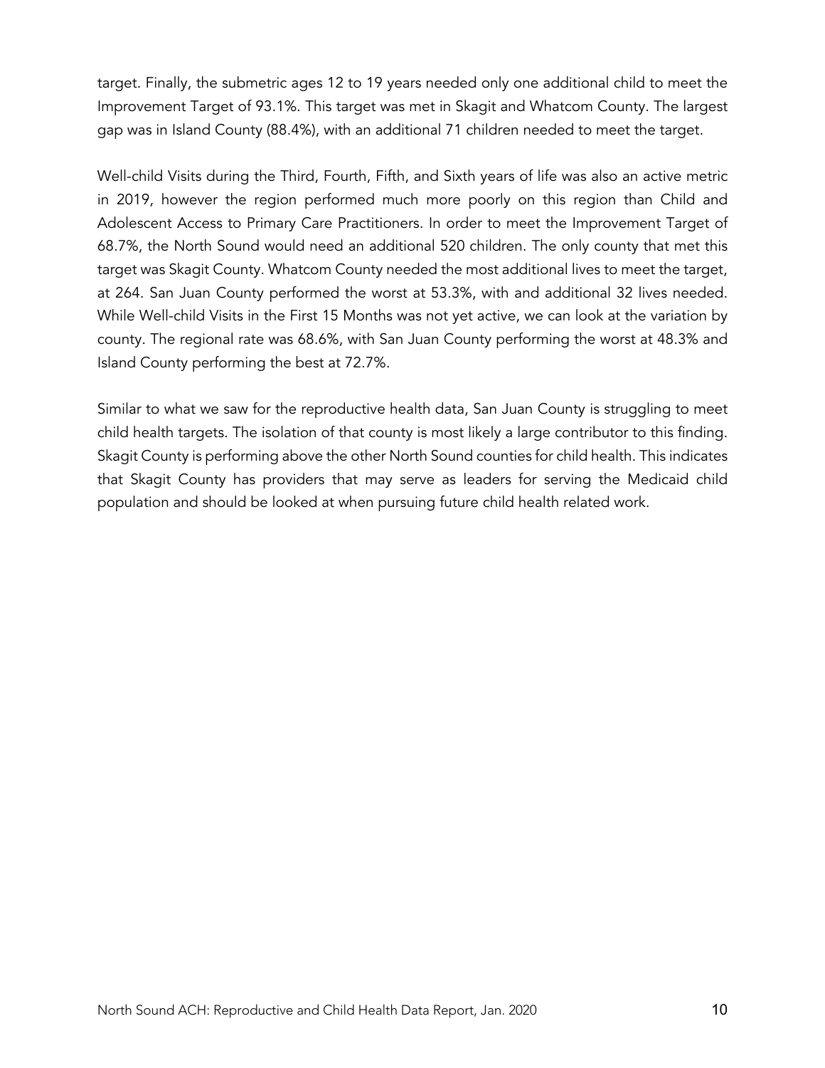target. Finally, the submetric ages 12 to 19 years needed only one additional child to meet the Improvement Target of 93.1%. This target was met in Skagit and Whatcom County. The largest gap was in Island County (88.4%), with an additional 71 children needed to meet the target.

Well-child Visits during the Third, Fourth, Fifth, and Sixth years of life was also an active metric in 2019, however the region performed much more poorly on this region than Child and Adolescent Access to Primary Care Practitioners. In order to meet the Improvement Target of 68.7%, the North Sound would need an additional 520 children. The only county that met this target was Skagit County. Whatcom County needed the most additional lives to meet the target, at 264. San Juan County performed the worst at 53.3%, with and additional 32 lives needed. While Well-child Visits in the First 15 Months was not yet active, we can look at the variation by county. The regional rate was 68.6%, with San Juan County performing the worst at 48.3% and Island County performing the best at 72.7%.

Similar to what we saw for the reproductive health data, San Juan County is struggling to meet child health targets. The isolation of that county is most likely a large contributor to this finding. Skagit County is performing above the other North Sound counties for child health. This indicates that Skagit County has providers that may serve as leaders for serving the Medicaid child population and should be looked at when pursuing future child health related work.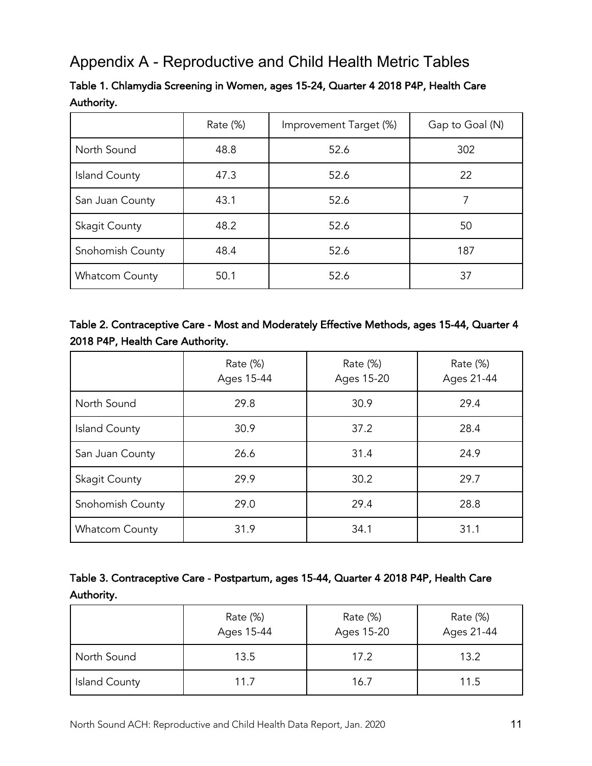# Appendix A - Reproductive and Child Health Metric Tables

**Table 1. Chlamydia Screening in Women, ages 15-24, Quarter 4 2018 P4P, Health Care Authority.**

| | Rate (%) | Improvement Target (%) | Gap to Goal (N) |
|---|---|---|---|
| North Sound | 48.8 | 52.6 | 302 |
| Island County | 47.3 | 52.6 | 22 |
| San Juan County | 43.1 | 52.6 | 7 |
| Skagit County | 48.2 | 52.6 | 50 |
| Snohomish County | 48.4 | 52.6 | 187 |
| Whatcom County | 50.1 | 52.6 | 37 |

**Table 2. Contraceptive Care - Most and Moderately Effective Methods, ages 15-44, Quarter 4 2018 P4P, Health Care Authority.**

| | Rate (%) Ages 15-44 | Rate (%) Ages 15-20 | Rate (%) Ages 21-44 |
|---|---|---|---|
| North Sound | 29.8 | 30.9 | 29.4 |
| Island County | 30.9 | 37.2 | 28.4 |
| San Juan County | 26.6 | 31.4 | 24.9 |
| Skagit County | 29.9 | 30.2 | 29.7 |
| Snohomish County | 29.0 | 29.4 | 28.8 |
| Whatcom County | 31.9 | 34.1 | 31.1 |

**Table 3. Contraceptive Care - Postpartum, ages 15-44, Quarter 4 2018 P4P, Health Care Authority.**

| | Rate (%) Ages 15-44 | Rate (%) Ages 15-20 | Rate (%) Ages 21-44 |
|---|---|---|---|
| North Sound | 13.5 | 17.2 | 13.2 |
| Island County | 11.7 | 16.7 | 11.5 |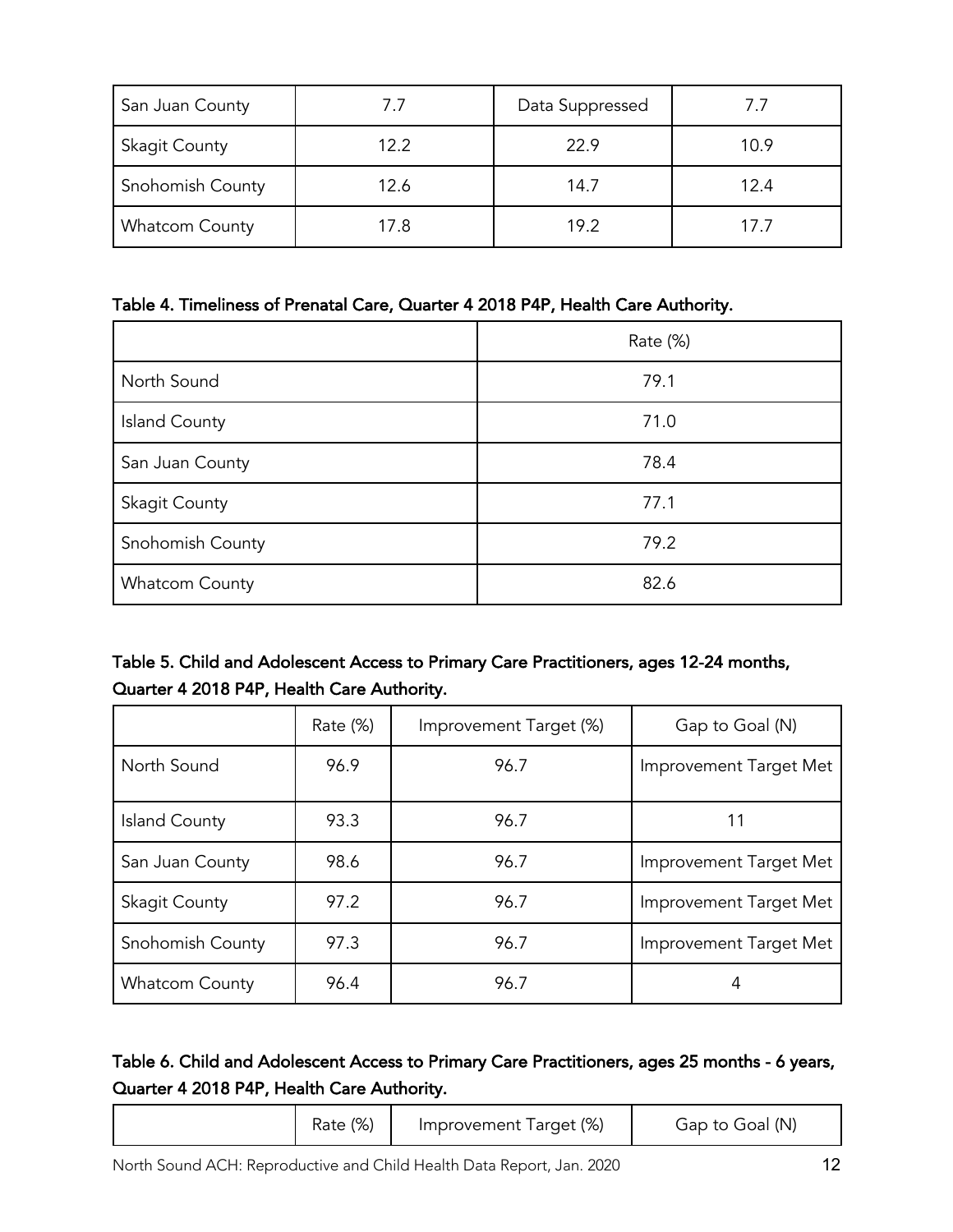| | | | |
|---|---|---|---|
| San Juan County | 7.7 | Data Suppressed | 7.7 |
| Skagit County | 12.2 | 22.9 | 10.9 |
| Snohomish County | 12.6 | 14.7 | 12.4 |
| Whatcom County | 17.8 | 19.2 | 17.7 |

**Table 4. Timeliness of Prenatal Care, Quarter 4 2018 P4P, Health Care Authority.**

| | Rate (%) |
|---|---|
| North Sound | 79.1 |
| Island County | 71.0 |
| San Juan County | 78.4 |
| Skagit County | 77.1 |
| Snohomish County | 79.2 |
| Whatcom County | 82.6 |

**Table 5. Child and Adolescent Access to Primary Care Practitioners, ages 12-24 months, Quarter 4 2018 P4P, Health Care Authority.**

| | Rate (%) | Improvement Target (%) | Gap to Goal (N) |
|---|---|---|---|
| North Sound | 96.9 | 96.7 | Improvement Target Met |
| Island County | 93.3 | 96.7 | 11 |
| San Juan County | 98.6 | 96.7 | Improvement Target Met |
| Skagit County | 97.2 | 96.7 | Improvement Target Met |
| Snohomish County | 97.3 | 96.7 | Improvement Target Met |
| Whatcom County | 96.4 | 96.7 | 4 |

**Table 6. Child and Adolescent Access to Primary Care Practitioners, ages 25 months - 6 years, Quarter 4 2018 P4P, Health Care Authority.**

| | Rate (%) | Improvement Target (%) | Gap to Goal (N) |
|---|---|---|---|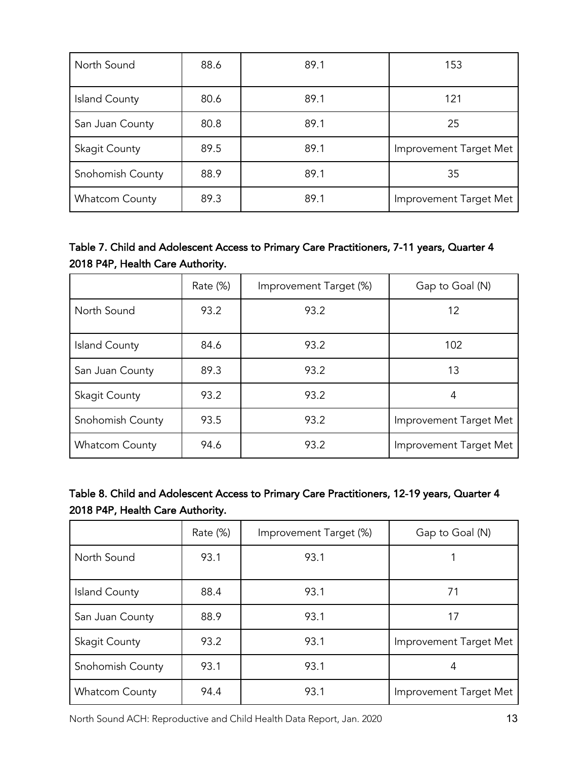| North Sound | 88.6 | 89.1 | 153 |
|---|---|---|---|
| Island County | 80.6 | 89.1 | 121 |
| San Juan County | 80.8 | 89.1 | 25 |
| Skagit County | 89.5 | 89.1 | Improvement Target Met |
| Snohomish County | 88.9 | 89.1 | 35 |
| Whatcom County | 89.3 | 89.1 | Improvement Target Met |

**Table 7. Child and Adolescent Access to Primary Care Practitioners, 7-11 years, Quarter 4 2018 P4P, Health Care Authority.**

| | Rate (%) | Improvement Target (%) | Gap to Goal (N) |
|---|---|---|---|
| North Sound | 93.2 | 93.2 | 12 |
| Island County | 84.6 | 93.2 | 102 |
| San Juan County | 89.3 | 93.2 | 13 |
| Skagit County | 93.2 | 93.2 | 4 |
| Snohomish County | 93.5 | 93.2 | Improvement Target Met |
| Whatcom County | 94.6 | 93.2 | Improvement Target Met |

**Table 8. Child and Adolescent Access to Primary Care Practitioners, 12-19 years, Quarter 4 2018 P4P, Health Care Authority.**

| | Rate (%) | Improvement Target (%) | Gap to Goal (N) |
|---|---|---|---|
| North Sound | 93.1 | 93.1 | 1 |
| Island County | 88.4 | 93.1 | 71 |
| San Juan County | 88.9 | 93.1 | 17 |
| Skagit County | 93.2 | 93.1 | Improvement Target Met |
| Snohomish County | 93.1 | 93.1 | 4 |
| Whatcom County | 94.4 | 93.1 | Improvement Target Met |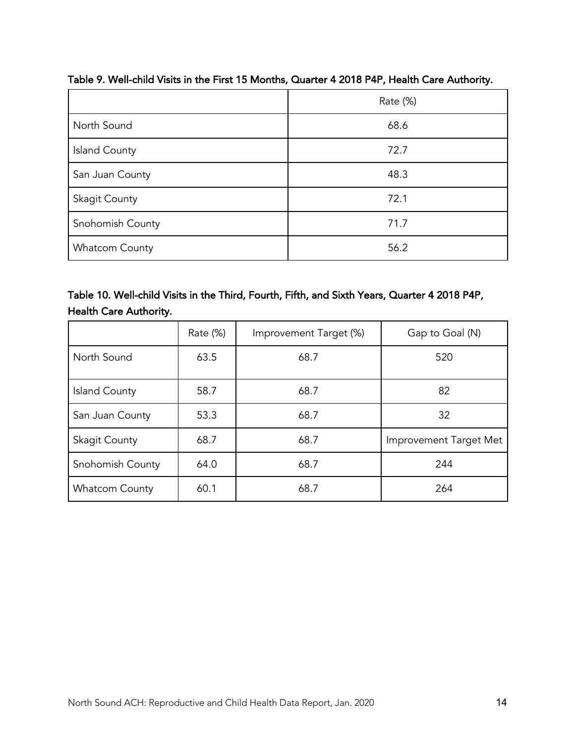**Table 9. Well-child Visits in the First 15 Months, Quarter 4 2018 P4P, Health Care Authority.**

| | Rate (%) |
|---|---|
| North Sound | 68.6 |
| Island County | 72.7 |
| San Juan County | 48.3 |
| Skagit County | 72.1 |
| Snohomish County | 71.7 |
| Whatcom County | 56.2 |

**Table 10. Well-child Visits in the Third, Fourth, Fifth, and Sixth Years, Quarter 4 2018 P4P, Health Care Authority.**

| | Rate (%) | Improvement Target (%) | Gap to Goal (N) |
|---|---|---|---|
| North Sound | 63.5 | 68.7 | 520 |
| Island County | 58.7 | 68.7 | 82 |
| San Juan County | 53.3 | 68.7 | 32 |
| Skagit County | 68.7 | 68.7 | Improvement Target Met |
| Snohomish County | 64.0 | 68.7 | 244 |
| Whatcom County | 60.1 | 68.7 | 264 |